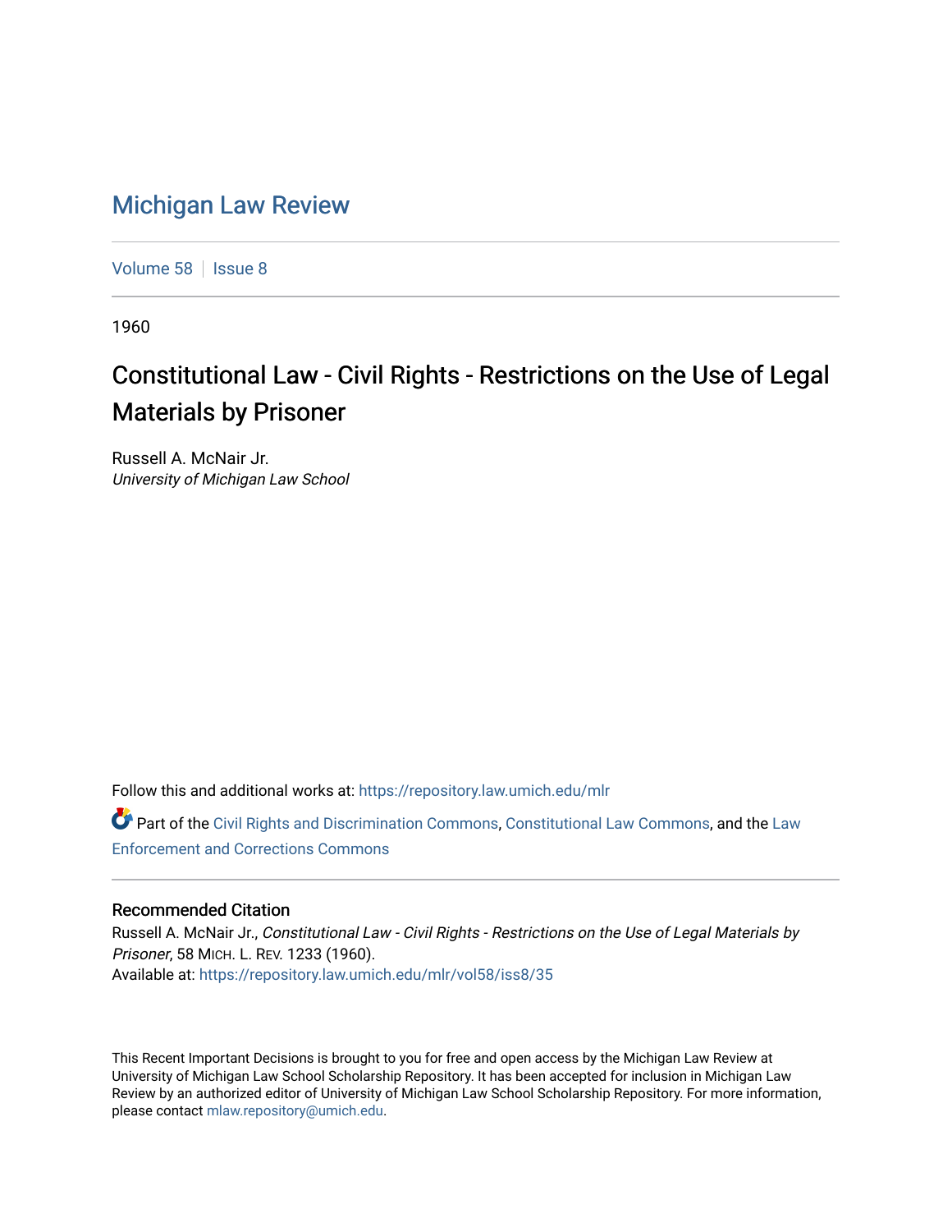# Michigan Law Review

Volume 58 | Issue 8

1960

## Constitutional Law - Civil Rights - Restrictions on the Use of Legal Materials by Prisoner

Russell A. McNair Jr.
*University of Michigan Law School*

Follow this and additional works at: https://repository.law.umich.edu/mlr

Part of the Civil Rights and Discrimination Commons, Constitutional Law Commons, and the Law Enforcement and Corrections Commons

### Recommended Citation

Russell A. McNair Jr., *Constitutional Law - Civil Rights - Restrictions on the Use of Legal Materials by Prisoner*, 58 MICH. L. REV. 1233 (1960).
Available at: https://repository.law.umich.edu/mlr/vol58/iss8/35

This Recent Important Decisions is brought to you for free and open access by the Michigan Law Review at University of Michigan Law School Scholarship Repository. It has been accepted for inclusion in Michigan Law Review by an authorized editor of University of Michigan Law School Scholarship Repository. For more information, please contact mlaw.repository@umich.edu.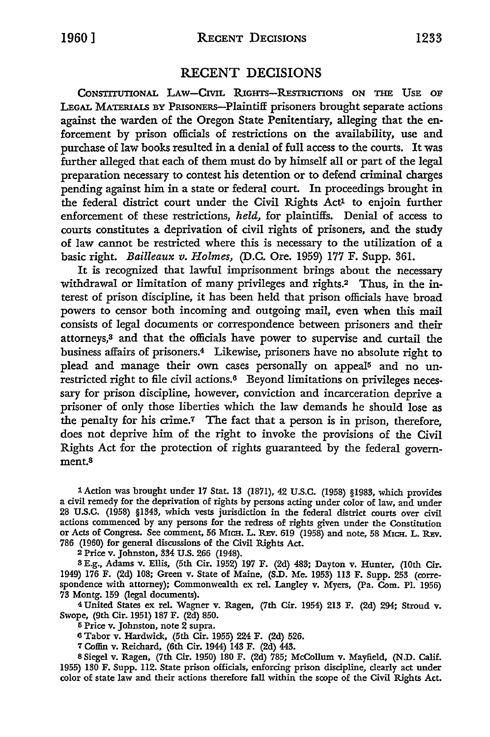# RECENT DECISIONS

CONSTITUTIONAL LAW—CIVIL RIGHTS—RESTRICTIONS ON THE USE OF LEGAL MATERIALS BY PRISONERS—Plaintiff prisoners brought separate actions against the warden of the Oregon State Penitentiary, alleging that the enforcement by prison officials of restrictions on the availability, use and purchase of law books resulted in a denial of full access to the courts. It was further alleged that each of them must do by himself all or part of the legal preparation necessary to contest his detention or to defend criminal charges pending against him in a state or federal court. In proceedings brought in the federal district court under the Civil Rights Act[1] to enjoin further enforcement of these restrictions, *held,* for plaintiffs. Denial of access to courts constitutes a deprivation of civil rights of prisoners, and the study of law cannot be restricted where this is necessary to the utilization of a basic right. *Bailleaux v. Holmes,* (D.C. Ore. 1959) 177 F. Supp. 361.

It is recognized that lawful imprisonment brings about the necessary withdrawal or limitation of many privileges and rights.[2] Thus, in the interest of prison discipline, it has been held that prison officials have broad powers to censor both incoming and outgoing mail, even when this mail consists of legal documents or correspondence between prisoners and their attorneys,[3] and that the officials have power to supervise and curtail the business affairs of prisoners.[4] Likewise, prisoners have no absolute right to plead and manage their own cases personally on appeal[5] and no unrestricted right to file civil actions.[6] Beyond limitations on privileges necessary for prison discipline, however, conviction and incarceration deprive a prisoner of only those liberties which the law demands he should lose as the penalty for his crime.[7] The fact that a person is in prison, therefore, does not deprive him of the right to invoke the provisions of the Civil Rights Act for the protection of rights guaranteed by the federal government.[8]

---

[1] Action was brought under 17 Stat. 13 (1871), 42 U.S.C. (1958) §1983, which provides a civil remedy for the deprivation of rights by persons acting under color of law, and under 28 U.S.C. (1958) §1343, which vests jurisdiction in the federal district courts over civil actions commenced by any persons for the redress of rights given under the Constitution or Acts of Congress. See comment, 56 MICH. L. REV. 619 (1958) and note, 58 MICH. L. REV. 786 (1960) for general discussions of the Civil Rights Act.

[2] Price v. Johnston, 334 U.S. 266 (1948).

[3] E.g., Adams v. Ellis, (5th Cir. 1952) 197 F. (2d) 483; Dayton v. Hunter, (10th Cir. 1949) 176 F. (2d) 108; Green v. State of Maine, (S.D. Me. 1953) 113 F. Supp. 253 (correspondence with attorney); Commonwealth ex rel. Langley v. Myers, (Pa. Com. Pl. 1956) 73 Montg. 159 (legal documents).

[4] United States ex rel. Wagner v. Ragen, (7th Cir. 1954) 213 F. (2d) 294; Stroud v. Swope, (9th Cir. 1951) 187 F. (2d) 850.

[5] Price v. Johnston, note 2 supra.

[6] Tabor v. Hardwick, (5th Cir. 1955) 224 F. (2d) 526.

[7] Coffin v. Reichard, (6th Cir. 1944) 143 F. (2d) 443.

[8] Siegel v. Ragen, (7th Cir. 1950) 180 F. (2d) 785; McCollum v. Mayfield, (N.D. Calif. 1955) 130 F. Supp. 112. State prison officials, enforcing prison discipline, clearly act under color of state law and their actions therefore fall within the scope of the Civil Rights Act.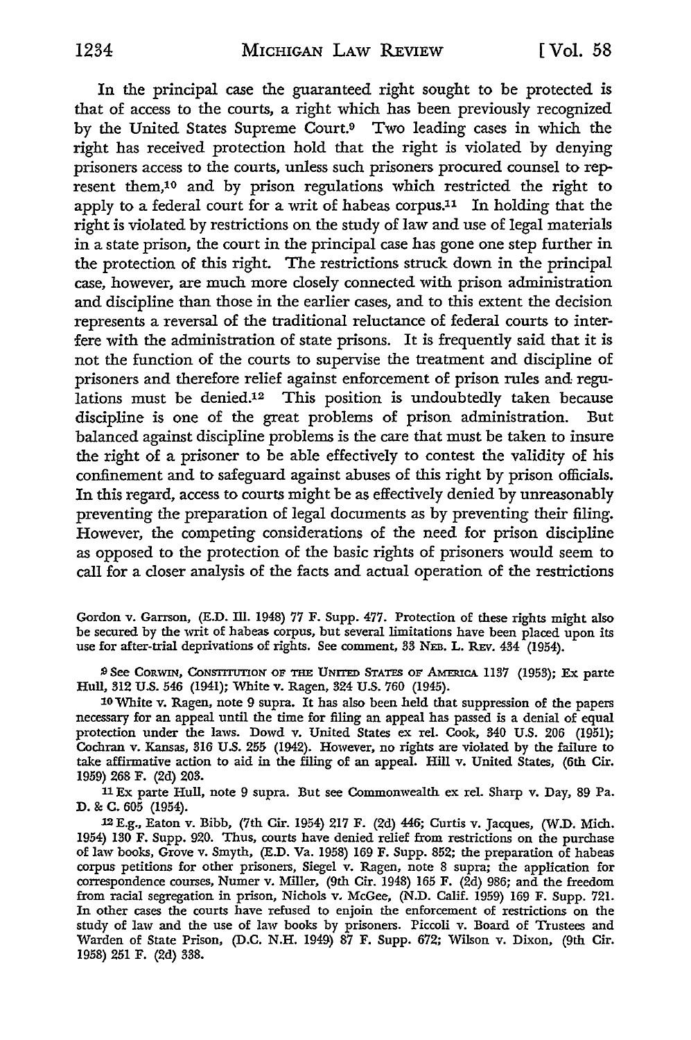In the principal case the guaranteed right sought to be protected is that of access to the courts, a right which has been previously recognized by the United States Supreme Court.[9] Two leading cases in which the right has received protection hold that the right is violated by denying prisoners access to the courts, unless such prisoners procured counsel to represent them,[10] and by prison regulations which restricted the right to apply to a federal court for a writ of habeas corpus.[11] In holding that the right is violated by restrictions on the study of law and use of legal materials in a state prison, the court in the principal case has gone one step further in the protection of this right. The restrictions struck down in the principal case, however, are much more closely connected with prison administration and discipline than those in the earlier cases, and to this extent the decision represents a reversal of the traditional reluctance of federal courts to interfere with the administration of state prisons. It is frequently said that it is not the function of the courts to supervise the treatment and discipline of prisoners and therefore relief against enforcement of prison rules and regulations must be denied.[12] This position is undoubtedly taken because discipline is one of the great problems of prison administration. But balanced against discipline problems is the care that must be taken to insure the right of a prisoner to be able effectively to contest the validity of his confinement and to safeguard against abuses of this right by prison officials. In this regard, access to courts might be as effectively denied by unreasonably preventing the preparation of legal documents as by preventing their filing. However, the competing considerations of the need for prison discipline as opposed to the protection of the basic rights of prisoners would seem to call for a closer analysis of the facts and actual operation of the restrictions

Gordon v. Garrson, (E.D. Ill. 1948) 77 F. Supp. 477. Protection of these rights might also be secured by the writ of habeas corpus, but several limitations have been placed upon its use for after-trial deprivations of rights. See comment, 33 NEB. L. REV. 434 (1954).

[9] See CORWIN, CONSTITUTION OF THE UNITED STATES OF AMERICA 1137 (1953); Ex parte Hull, 312 U.S. 546 (1941); White v. Ragen, 324 U.S. 760 (1945).

[10] White v. Ragen, note 9 supra. It has also been held that suppression of the papers necessary for an appeal until the time for filing an appeal has passed is a denial of equal protection under the laws. Dowd v. United States ex rel. Cook, 340 U.S. 206 (1951); Cochran v. Kansas, 316 U.S. 255 (1942). However, no rights are violated by the failure to take affirmative action to aid in the filing of an appeal. Hill v. United States, (6th Cir. 1959) 268 F. (2d) 203.

[11] Ex parte Hull, note 9 supra. But see Commonwealth ex rel. Sharp v. Day, 89 Pa. D. & C. 605 (1954).

[12] E.g., Eaton v. Bibb, (7th Cir. 1954) 217 F. (2d) 446; Curtis v. Jacques, (W.D. Mich. 1954) 130 F. Supp. 920. Thus, courts have denied relief from restrictions on the purchase of law books, Grove v. Smyth, (E.D. Va. 1958) 169 F. Supp. 852; the preparation of habeas corpus petitions for other prisoners, Siegel v. Ragen, note 8 supra; the application for correspondence courses, Numer v. Miller, (9th Cir. 1948) 165 F. (2d) 986; and the freedom from racial segregation in prison, Nichols v. McGee, (N.D. Calif. 1959) 169 F. Supp. 721. In other cases the courts have refused to enjoin the enforcement of restrictions on the study of law and the use of law books by prisoners. Piccoli v. Board of Trustees and Warden of State Prison, (D.C. N.H. 1949) 87 F. Supp. 672; Wilson v. Dixon, (9th Cir. 1958) 251 F. (2d) 338.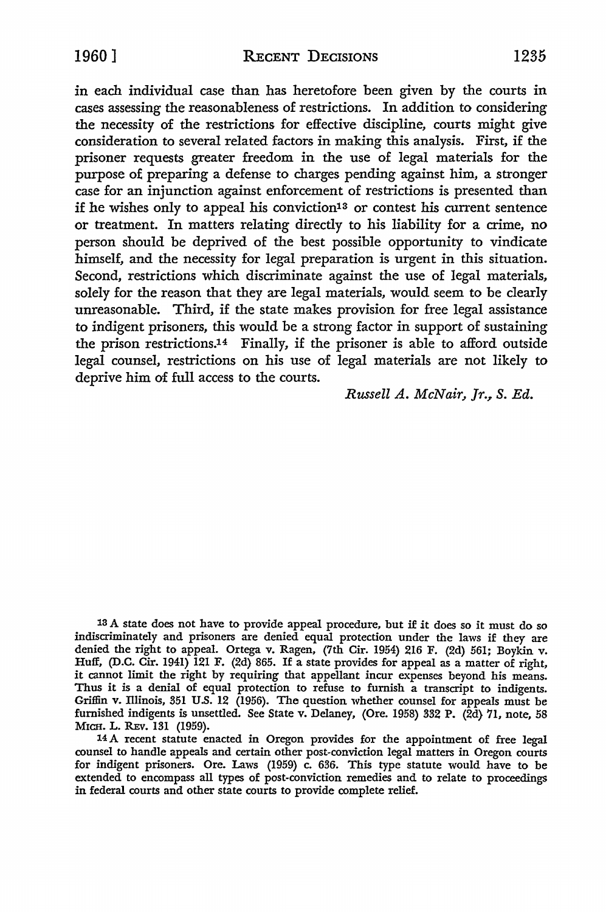in each individual case than has heretofore been given by the courts in cases assessing the reasonableness of restrictions. In addition to considering the necessity of the restrictions for effective discipline, courts might give consideration to several related factors in making this analysis. First, if the prisoner requests greater freedom in the use of legal materials for the purpose of preparing a defense to charges pending against him, a stronger case for an injunction against enforcement of restrictions is presented than if he wishes only to appeal his conviction[13] or contest his current sentence or treatment. In matters relating directly to his liability for a crime, no person should be deprived of the best possible opportunity to vindicate himself, and the necessity for legal preparation is urgent in this situation. Second, restrictions which discriminate against the use of legal materials, solely for the reason that they are legal materials, would seem to be clearly unreasonable. Third, if the state makes provision for free legal assistance to indigent prisoners, this would be a strong factor in support of sustaining the prison restrictions.[14] Finally, if the prisoner is able to afford outside legal counsel, restrictions on his use of legal materials are not likely to deprive him of full access to the courts.

*Russell A. McNair, Jr., S. Ed.*

---

[13] A state does not have to provide appeal procedure, but if it does so it must do so indiscriminately and prisoners are denied equal protection under the laws if they are denied the right to appeal. Ortega v. Ragen, (7th Cir. 1954) 216 F. (2d) 561; Boykin v. Huff, (D.C. Cir. 1941) 121 F. (2d) 865. If a state provides for appeal as a matter of right, it cannot limit the right by requiring that appellant incur expenses beyond his means. Thus it is a denial of equal protection to refuse to furnish a transcript to indigents. Griffin v. Illinois, 351 U.S. 12 (1956). The question whether counsel for appeals must be furnished indigents is unsettled. See State v. Delaney, (Ore. 1958) 332 P. (2d) 71, note, 58 MICH. L. REV. 131 (1959).

[14] A recent statute enacted in Oregon provides for the appointment of free legal counsel to handle appeals and certain other post-conviction legal matters in Oregon courts for indigent prisoners. Ore. Laws (1959) c. 636. This type statute would have to be extended to encompass all types of post-conviction remedies and to relate to proceedings in federal courts and other state courts to provide complete relief.